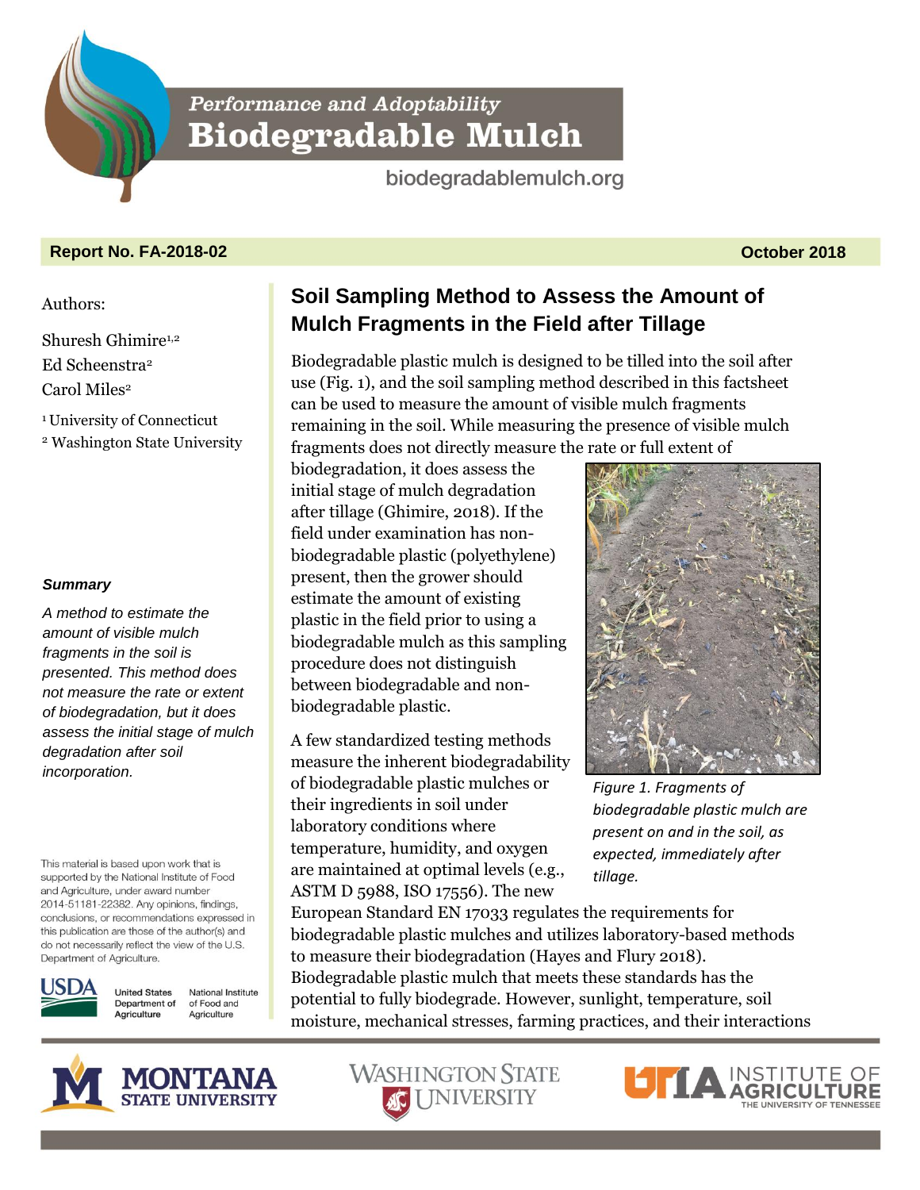# Performance and Adoptability Biodegradable Mulch

biodegradablemulch.org

**Report No. FA-2018-02** **October 2018**

Authors:

Shuresh Ghimire[1,2]
Ed Scheenstra[2]
Carol Miles[2]

[1] University of Connecticut
[2] Washington State University

***Summary***

*A method to estimate the amount of visible mulch fragments in the soil is presented. This method does not measure the rate or extent of biodegradation, but it does assess the initial stage of mulch degradation after soil incorporation.*

This material is based upon work that is supported by the National Institute of Food and Agriculture, under award number 2014-51181-22382. Any opinions, findings, conclusions, or recommendations expressed in this publication are those of the author(s) and do not necessarily reflect the view of the U.S. Department of Agriculture.

## Soil Sampling Method to Assess the Amount of Mulch Fragments in the Field after Tillage

Biodegradable plastic mulch is designed to be tilled into the soil after use (Fig. 1), and the soil sampling method described in this factsheet can be used to measure the amount of visible mulch fragments remaining in the soil. While measuring the presence of visible mulch fragments does not directly measure the rate or full extent of biodegradation, it does assess the initial stage of mulch degradation after tillage (Ghimire, 2018). If the field under examination has non-biodegradable plastic (polyethylene) present, then the grower should estimate the amount of existing plastic in the field prior to using a biodegradable mulch as this sampling procedure does not distinguish between biodegradable and non-biodegradable plastic.

*Figure 1. Fragments of biodegradable plastic mulch are present on and in the soil, as expected, immediately after tillage.*

A few standardized testing methods measure the inherent biodegradability of biodegradable plastic mulches or their ingredients in soil under laboratory conditions where temperature, humidity, and oxygen are maintained at optimal levels (e.g., ASTM D 5988, ISO 17556). The new European Standard EN 17033 regulates the requirements for biodegradable plastic mulches and utilizes laboratory-based methods to measure their biodegradation (Hayes and Flury 2018). Biodegradable plastic mulch that meets these standards has the potential to fully biodegrade. However, sunlight, temperature, soil moisture, mechanical stresses, farming practices, and their interactions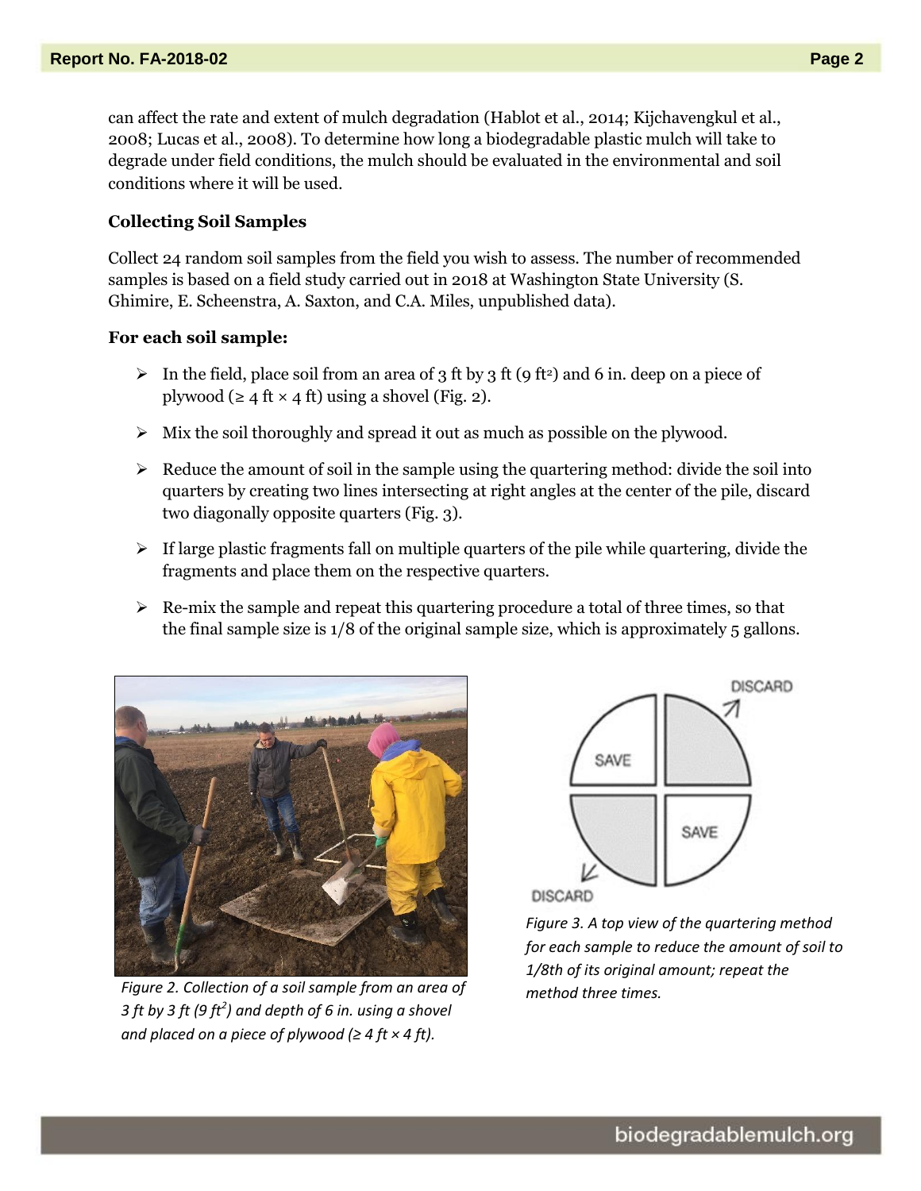can affect the rate and extent of mulch degradation (Hablot et al., 2014; Kijchavengkul et al., 2008; Lucas et al., 2008). To determine how long a biodegradable plastic mulch will take to degrade under field conditions, the mulch should be evaluated in the environmental and soil conditions where it will be used.

**Collecting Soil Samples**

Collect 24 random soil samples from the field you wish to assess. The number of recommended samples is based on a field study carried out in 2018 at Washington State University (S. Ghimire, E. Scheenstra, A. Saxton, and C.A. Miles, unpublished data).

**For each soil sample:**

- In the field, place soil from an area of 3 ft by 3 ft (9 $ft^2$) and 6 in. deep on a piece of plywood (≥ 4 ft × 4 ft) using a shovel (Fig. 2).
- Mix the soil thoroughly and spread it out as much as possible on the plywood.
- Reduce the amount of soil in the sample using the quartering method: divide the soil into quarters by creating two lines intersecting at right angles at the center of the pile, discard two diagonally opposite quarters (Fig. 3).
- If large plastic fragments fall on multiple quarters of the pile while quartering, divide the fragments and place them on the respective quarters.
- Re-mix the sample and repeat this quartering procedure a total of three times, so that the final sample size is 1/8 of the original sample size, which is approximately 5 gallons.

*Figure 2. Collection of a soil sample from an area of 3 ft by 3 ft (9 $ft^2$) and depth of 6 in. using a shovel and placed on a piece of plywood (≥ 4 ft × 4 ft).*

*Figure 3. A top view of the quartering method for each sample to reduce the amount of soil to 1/8th of its original amount; repeat the method three times.*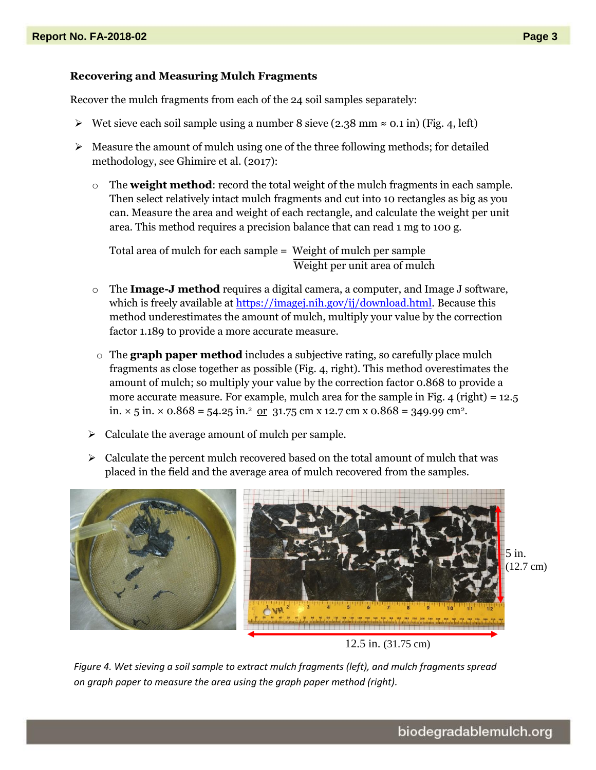### Recovering and Measuring Mulch Fragments

Recover the mulch fragments from each of the 24 soil samples separately:

- Wet sieve each soil sample using a number 8 sieve (2.38 mm ≈ 0.1 in) (Fig. 4, left)
- Measure the amount of mulch using one of the three following methods; for detailed methodology, see Ghimire et al. (2017):
  - The **weight method**: record the total weight of the mulch fragments in each sample. Then select relatively intact mulch fragments and cut into 10 rectangles as big as you can. Measure the area and weight of each rectangle, and calculate the weight per unit area. This method requires a precision balance that can read 1 mg to 100 g.

    $$\text{Total area of mulch for each sample} = \frac{\text{Weight of mulch per sample}}{\text{Weight per unit area of mulch}}$$

  - The **Image-J method** requires a digital camera, a computer, and Image J software, which is freely available at https://imagej.nih.gov/ij/download.html. Because this method underestimates the amount of mulch, multiply your value by the correction factor 1.189 to provide a more accurate measure.
  - The **graph paper method** includes a subjective rating, so carefully place mulch fragments as close together as possible (Fig. 4, right). This method overestimates the amount of mulch; so multiply your value by the correction factor 0.868 to provide a more accurate measure. For example, mulch area for the sample in Fig. 4 (right) = 12.5 in. × 5 in. × 0.868 = 54.25 in.$^2$ or 31.75 cm x 12.7 cm x 0.868 = 349.99 cm$^2$.
- Calculate the average amount of mulch per sample.
- Calculate the percent mulch recovered based on the total amount of mulch that was placed in the field and the average area of mulch recovered from the samples.

5 in. (12.7 cm)

12.5 in. (31.75 cm)

*Figure 4. Wet sieving a soil sample to extract mulch fragments (left), and mulch fragments spread on graph paper to measure the area using the graph paper method (right).*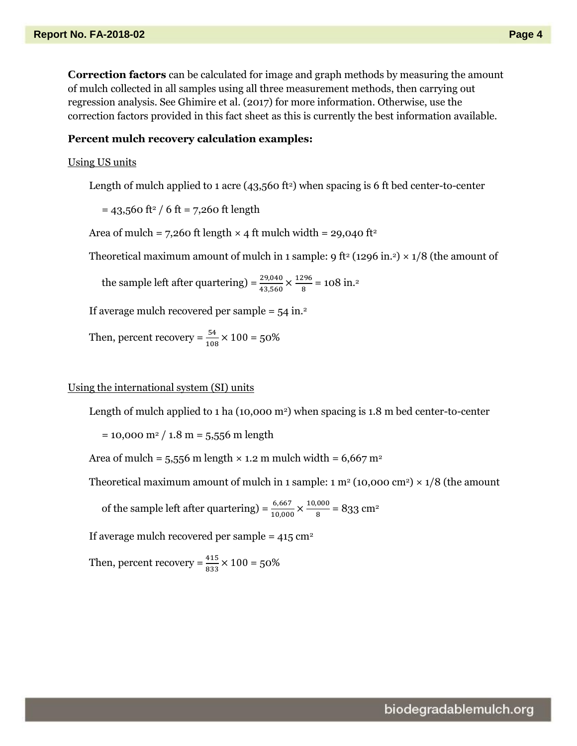**Correction factors** can be calculated for image and graph methods by measuring the amount of mulch collected in all samples using all three measurement methods, then carrying out regression analysis. See Ghimire et al. (2017) for more information. Otherwise, use the correction factors provided in this fact sheet as this is currently the best information available.

**Percent mulch recovery calculation examples:**

Using US units

Length of mulch applied to 1 acre (43,560 ft$^2$) when spacing is 6 ft bed center-to-center

= 43,560 ft$^2$ / 6 ft = 7,260 ft length

Area of mulch = 7,260 ft length × 4 ft mulch width = 29,040 ft$^2$

Theoretical maximum amount of mulch in 1 sample: 9 ft$^2$ (1296 in.$^2$) × 1/8 (the amount of the sample left after quartering) = $\frac{29{,}040}{43{,}560} \times \frac{1296}{8}$ = 108 in.$^2$

If average mulch recovered per sample = 54 in.$^2$

Then, percent recovery = $\frac{54}{108} \times 100$ = 50%

Using the international system (SI) units

Length of mulch applied to 1 ha (10,000 m$^2$) when spacing is 1.8 m bed center-to-center

= 10,000 m$^2$ / 1.8 m = 5,556 m length

Area of mulch = 5,556 m length × 1.2 m mulch width = 6,667 m$^2$

Theoretical maximum amount of mulch in 1 sample: 1 m$^2$ (10,000 cm$^2$) × 1/8 (the amount of the sample left after quartering) = $\frac{6{,}667}{10{,}000} \times \frac{10{,}000}{8}$ = 833 cm$^2$

If average mulch recovered per sample = 415 cm$^2$

Then, percent recovery = $\frac{415}{833} \times 100$ = 50%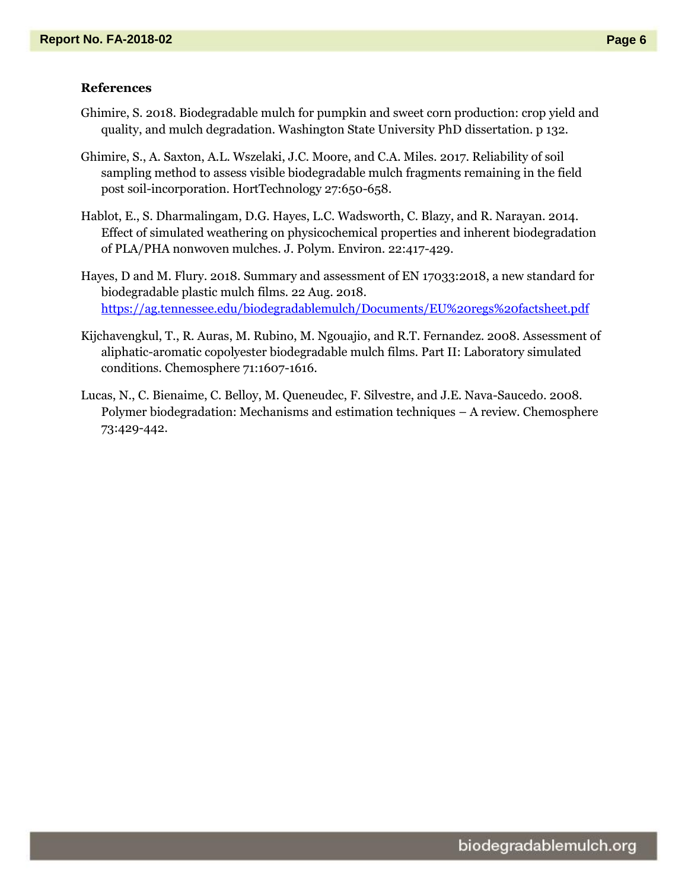**References**

Ghimire, S. 2018. Biodegradable mulch for pumpkin and sweet corn production: crop yield and quality, and mulch degradation. Washington State University PhD dissertation. p 132.

Ghimire, S., A. Saxton, A.L. Wszelaki, J.C. Moore, and C.A. Miles. 2017. Reliability of soil sampling method to assess visible biodegradable mulch fragments remaining in the field post soil-incorporation. HortTechnology 27:650-658.

Hablot, E., S. Dharmalingam, D.G. Hayes, L.C. Wadsworth, C. Blazy, and R. Narayan. 2014. Effect of simulated weathering on physicochemical properties and inherent biodegradation of PLA/PHA nonwoven mulches. J. Polym. Environ. 22:417-429.

Hayes, D and M. Flury. 2018. Summary and assessment of EN 17033:2018, a new standard for biodegradable plastic mulch films. 22 Aug. 2018. [https://ag.tennessee.edu/biodegradablemulch/Documents/EU%20regs%20factsheet.pdf](https://ag.tennessee.edu/biodegradablemulch/Documents/EU%20regs%20factsheet.pdf)

Kijchavengkul, T., R. Auras, M. Rubino, M. Ngouajio, and R.T. Fernandez. 2008. Assessment of aliphatic-aromatic copolyester biodegradable mulch films. Part II: Laboratory simulated conditions. Chemosphere 71:1607-1616.

Lucas, N., C. Bienaime, C. Belloy, M. Queneudec, F. Silvestre, and J.E. Nava-Saucedo. 2008. Polymer biodegradation: Mechanisms and estimation techniques – A review. Chemosphere 73:429-442.